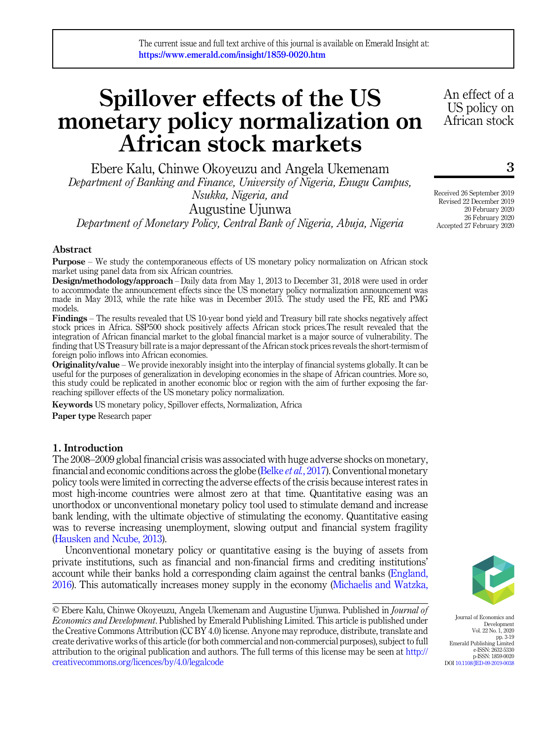The current issue and full text archive of this journal is available on Emerald Insight at: https://www.emerald.com/insight/1859-0020.htm

# Spillover effects of the US monetary policy normalization on African stock markets

Ebere Kalu, Chinwe Okoyeuzu and Angela Ukemenam
*Department of Banking and Finance, University of Nigeria, Enugu Campus, Nsukka, Nigeria, and*
Augustine Ujunwa
*Department of Monetary Policy, Central Bank of Nigeria, Abuja, Nigeria*

Received 26 September 2019
Revised 22 December 2019
20 February 2020
26 February 2020
Accepted 27 February 2020

## Abstract

**Purpose** – We study the contemporaneous effects of US monetary policy normalization on African stock market using panel data from six African countries.

**Design/methodology/approach** – Daily data from May 1, 2013 to December 31, 2018 were used in order to accommodate the announcement effects since the US monetary policy normalization announcement was made in May 2013, while the rate hike was in December 2015. The study used the FE, RE and PMG models.

**Findings** – The results revealed that US 10-year bond yield and Treasury bill rate shocks negatively affect stock prices in Africa. S$P500 shock positively affects African stock prices.The result revealed that the integration of African financial market to the global financial market is a major source of vulnerability. The finding that US Treasury bill rate is a major depressant of the African stock prices reveals the short-termism of foreign polio inflows into African economies.

**Originality/value** – We provide inexorably insight into the interplay of financial systems globally. It can be useful for the purposes of generalization in developing economies in the shape of African countries. More so, this study could be replicated in another economic bloc or region with the aim of further exposing the far-reaching spillover effects of the US monetary policy normalization.

**Keywords** US monetary policy, Spillover effects, Normalization, Africa

**Paper type** Research paper

## 1. Introduction

The 2008–2009 global financial crisis was associated with huge adverse shocks on monetary, financial and economic conditions across the globe (Belke *et al.*, 2017). Conventional monetary policy tools were limited in correcting the adverse effects of the crisis because interest rates in most high-income countries were almost zero at that time. Quantitative easing was an unorthodox or unconventional monetary policy tool used to stimulate demand and increase bank lending, with the ultimate objective of stimulating the economy. Quantitative easing was to reverse increasing unemployment, slowing output and financial system fragility (Hausken and Ncube, 2013).

Unconventional monetary policy or quantitative easing is the buying of assets from private institutions, such as financial and non-financial firms and crediting institutions' account while their banks hold a corresponding claim against the central banks (England, 2016). This automatically increases money supply in the economy (Michaelis and Watzka,

© Ebere Kalu, Chinwe Okoyeuzu, Angela Ukemenam and Augustine Ujunwa. Published in *Journal of Economics and Development*. Published by Emerald Publishing Limited. This article is published under the Creative Commons Attribution (CC BY 4.0) license. Anyone may reproduce, distribute, translate and create derivative works of this article (for both commercial and non-commercial purposes), subject to full attribution to the original publication and authors. The full terms of this license may be seen at http://creativecommons.org/licences/by/4.0/legalcode

Journal of Economics and Development
Vol. 22 No. 1, 2020
pp. 3-19
Emerald Publishing Limited
e-ISSN: 2632-5330
p-ISSN: 1859-0020
DOI 10.1108/JED-09-2019-0038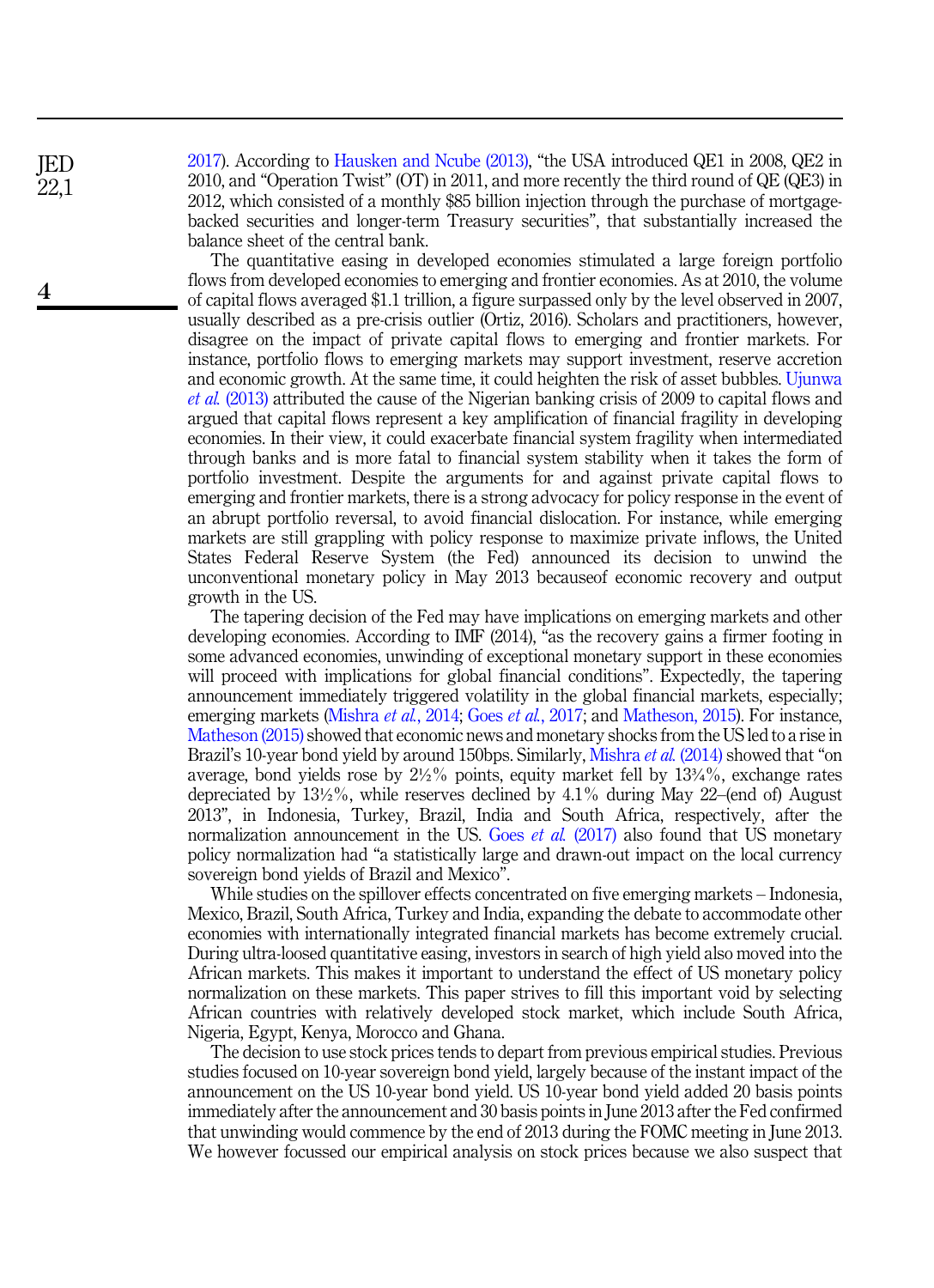2017). According to Hausken and Ncube (2013), "the USA introduced QE1 in 2008, QE2 in 2010, and "Operation Twist" (OT) in 2011, and more recently the third round of QE (QE3) in 2012, which consisted of a monthly $85 billion injection through the purchase of mortgage-backed securities and longer-term Treasury securities", that substantially increased the balance sheet of the central bank.

The quantitative easing in developed economies stimulated a large foreign portfolio flows from developed economies to emerging and frontier economies. As at 2010, the volume of capital flows averaged $1.1 trillion, a figure surpassed only by the level observed in 2007, usually described as a pre-crisis outlier (Ortiz, 2016). Scholars and practitioners, however, disagree on the impact of private capital flows to emerging and frontier markets. For instance, portfolio flows to emerging markets may support investment, reserve accretion and economic growth. At the same time, it could heighten the risk of asset bubbles. Ujunwa *et al.* (2013) attributed the cause of the Nigerian banking crisis of 2009 to capital flows and argued that capital flows represent a key amplification of financial fragility in developing economies. In their view, it could exacerbate financial system fragility when intermediated through banks and is more fatal to financial system stability when it takes the form of portfolio investment. Despite the arguments for and against private capital flows to emerging and frontier markets, there is a strong advocacy for policy response in the event of an abrupt portfolio reversal, to avoid financial dislocation. For instance, while emerging markets are still grappling with policy response to maximize private inflows, the United States Federal Reserve System (the Fed) announced its decision to unwind the unconventional monetary policy in May 2013 becauseof economic recovery and output growth in the US.

The tapering decision of the Fed may have implications on emerging markets and other developing economies. According to IMF (2014), "as the recovery gains a firmer footing in some advanced economies, unwinding of exceptional monetary support in these economies will proceed with implications for global financial conditions". Expectedly, the tapering announcement immediately triggered volatility in the global financial markets, especially; emerging markets (Mishra *et al.*, 2014; Goes *et al.*, 2017; and Matheson, 2015). For instance, Matheson (2015) showed that economic news and monetary shocks from the US led to a rise in Brazil's 10-year bond yield by around 150bps. Similarly, Mishra *et al.* (2014) showed that "on average, bond yields rose by 2½% points, equity market fell by 13¾%, exchange rates depreciated by 13½%, while reserves declined by 4.1% during May 22–(end of) August 2013", in Indonesia, Turkey, Brazil, India and South Africa, respectively, after the normalization announcement in the US. Goes *et al.* (2017) also found that US monetary policy normalization had "a statistically large and drawn-out impact on the local currency sovereign bond yields of Brazil and Mexico".

While studies on the spillover effects concentrated on five emerging markets – Indonesia, Mexico, Brazil, South Africa, Turkey and India, expanding the debate to accommodate other economies with internationally integrated financial markets has become extremely crucial. During ultra-loosed quantitative easing, investors in search of high yield also moved into the African markets. This makes it important to understand the effect of US monetary policy normalization on these markets. This paper strives to fill this important void by selecting African countries with relatively developed stock market, which include South Africa, Nigeria, Egypt, Kenya, Morocco and Ghana.

The decision to use stock prices tends to depart from previous empirical studies. Previous studies focused on 10-year sovereign bond yield, largely because of the instant impact of the announcement on the US 10-year bond yield. US 10-year bond yield added 20 basis points immediately after the announcement and 30 basis points in June 2013 after the Fed confirmed that unwinding would commence by the end of 2013 during the FOMC meeting in June 2013. We however focussed our empirical analysis on stock prices because we also suspect that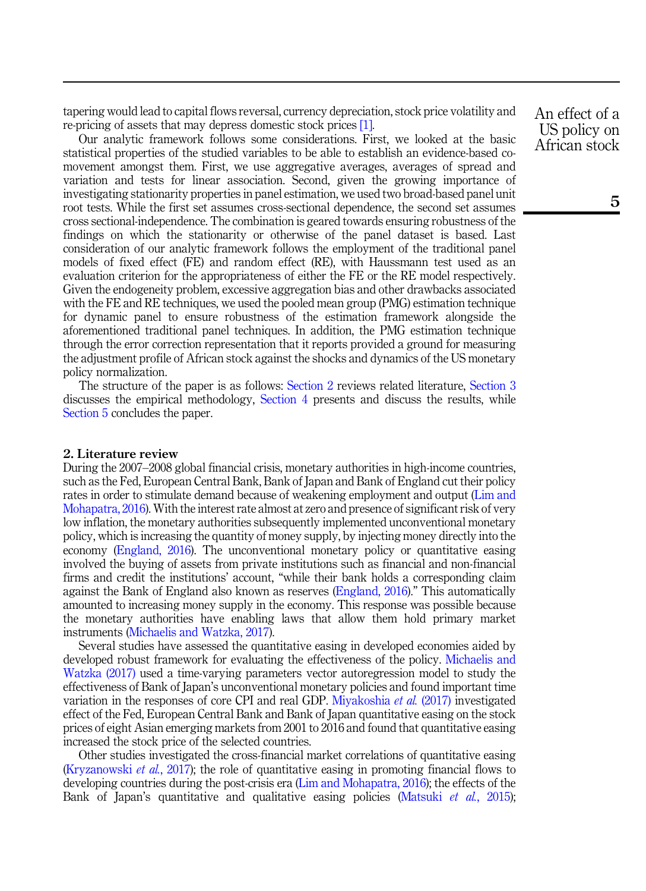tapering would lead to capital flows reversal, currency depreciation, stock price volatility and re-pricing of assets that may depress domestic stock prices [1].

Our analytic framework follows some considerations. First, we looked at the basic statistical properties of the studied variables to be able to establish an evidence-based co-movement amongst them. First, we use aggregative averages, averages of spread and variation and tests for linear association. Second, given the growing importance of investigating stationarity properties in panel estimation, we used two broad-based panel unit root tests. While the first set assumes cross-sectional dependence, the second set assumes cross sectional-independence. The combination is geared towards ensuring robustness of the findings on which the stationarity or otherwise of the panel dataset is based. Last consideration of our analytic framework follows the employment of the traditional panel models of fixed effect (FE) and random effect (RE), with Haussmann test used as an evaluation criterion for the appropriateness of either the FE or the RE model respectively. Given the endogeneity problem, excessive aggregation bias and other drawbacks associated with the FE and RE techniques, we used the pooled mean group (PMG) estimation technique for dynamic panel to ensure robustness of the estimation framework alongside the aforementioned traditional panel techniques. In addition, the PMG estimation technique through the error correction representation that it reports provided a ground for measuring the adjustment profile of African stock against the shocks and dynamics of the US monetary policy normalization.

The structure of the paper is as follows: Section 2 reviews related literature, Section 3 discusses the empirical methodology, Section 4 presents and discuss the results, while Section 5 concludes the paper.

## 2. Literature review

During the 2007–2008 global financial crisis, monetary authorities in high-income countries, such as the Fed, European Central Bank, Bank of Japan and Bank of England cut their policy rates in order to stimulate demand because of weakening employment and output (Lim and Mohapatra, 2016). With the interest rate almost at zero and presence of significant risk of very low inflation, the monetary authorities subsequently implemented unconventional monetary policy, which is increasing the quantity of money supply, by injecting money directly into the economy (England, 2016). The unconventional monetary policy or quantitative easing involved the buying of assets from private institutions such as financial and non-financial firms and credit the institutions' account, "while their bank holds a corresponding claim against the Bank of England also known as reserves (England, 2016)." This automatically amounted to increasing money supply in the economy. This response was possible because the monetary authorities have enabling laws that allow them hold primary market instruments (Michaelis and Watzka, 2017).

Several studies have assessed the quantitative easing in developed economies aided by developed robust framework for evaluating the effectiveness of the policy. Michaelis and Watzka (2017) used a time-varying parameters vector autoregression model to study the effectiveness of Bank of Japan's unconventional monetary policies and found important time variation in the responses of core CPI and real GDP. Miyakoshia *et al.* (2017) investigated effect of the Fed, European Central Bank and Bank of Japan quantitative easing on the stock prices of eight Asian emerging markets from 2001 to 2016 and found that quantitative easing increased the stock price of the selected countries.

Other studies investigated the cross-financial market correlations of quantitative easing (Kryzanowski *et al.*, 2017); the role of quantitative easing in promoting financial flows to developing countries during the post-crisis era (Lim and Mohapatra, 2016); the effects of the Bank of Japan's quantitative and qualitative easing policies (Matsuki *et al.*, 2015);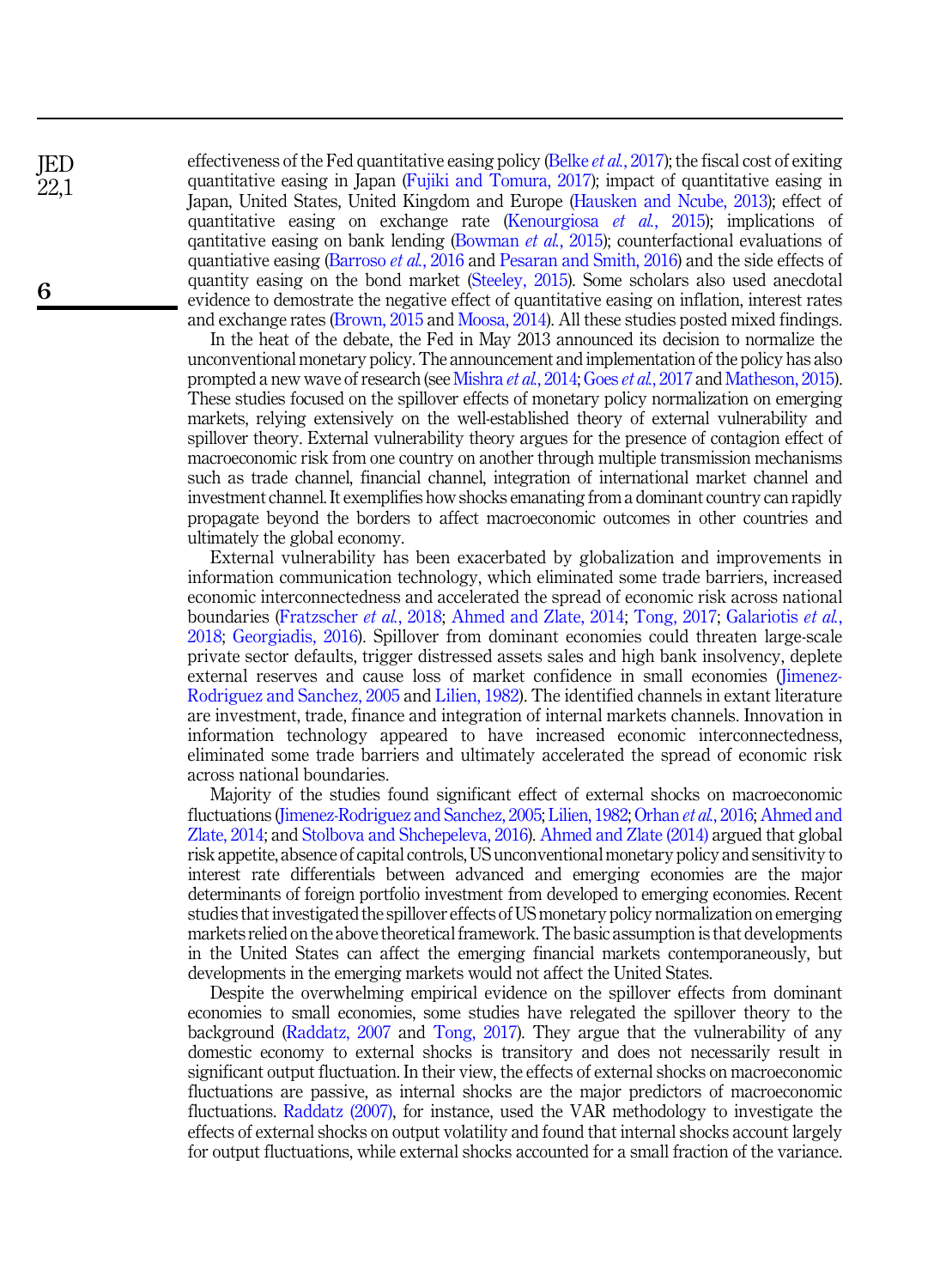effectiveness of the Fed quantitative easing policy (Belke *et al.*, 2017); the fiscal cost of exiting quantitative easing in Japan (Fujiki and Tomura, 2017); impact of quantitative easing in Japan, United States, United Kingdom and Europe (Hausken and Ncube, 2013); effect of quantitative easing on exchange rate (Kenourgiosa *et al.*, 2015); implications of qantitative easing on bank lending (Bowman *et al.*, 2015); counterfactional evaluations of quantiative easing (Barroso *et al.*, 2016 and Pesaran and Smith, 2016) and the side effects of quantity easing on the bond market (Steeley, 2015). Some scholars also used anecdotal evidence to demostrate the negative effect of quantitative easing on inflation, interest rates and exchange rates (Brown, 2015 and Moosa, 2014). All these studies posted mixed findings.

In the heat of the debate, the Fed in May 2013 announced its decision to normalize the unconventional monetary policy. The announcement and implementation of the policy has also prompted a new wave of research (see Mishra *et al.*, 2014; Goes *et al.*, 2017 and Matheson, 2015). These studies focused on the spillover effects of monetary policy normalization on emerging markets, relying extensively on the well-established theory of external vulnerability and spillover theory. External vulnerability theory argues for the presence of contagion effect of macroeconomic risk from one country on another through multiple transmission mechanisms such as trade channel, financial channel, integration of international market channel and investment channel. It exemplifies how shocks emanating from a dominant country can rapidly propagate beyond the borders to affect macroeconomic outcomes in other countries and ultimately the global economy.

External vulnerability has been exacerbated by globalization and improvements in information communication technology, which eliminated some trade barriers, increased economic interconnectedness and accelerated the spread of economic risk across national boundaries (Fratzscher *et al.*, 2018; Ahmed and Zlate, 2014; Tong, 2017; Galariotis *et al.*, 2018; Georgiadis, 2016). Spillover from dominant economies could threaten large-scale private sector defaults, trigger distressed assets sales and high bank insolvency, deplete external reserves and cause loss of market confidence in small economies (Jimenez-Rodriguez and Sanchez, 2005 and Lilien, 1982). The identified channels in extant literature are investment, trade, finance and integration of internal markets channels. Innovation in information technology appeared to have increased economic interconnectedness, eliminated some trade barriers and ultimately accelerated the spread of economic risk across national boundaries.

Majority of the studies found significant effect of external shocks on macroeconomic fluctuations (Jimenez-Rodriguez and Sanchez, 2005; Lilien, 1982; Orhan *et al.*, 2016; Ahmed and Zlate, 2014; and Stolbova and Shchepeleva, 2016). Ahmed and Zlate (2014) argued that global risk appetite, absence of capital controls, US unconventional monetary policy and sensitivity to interest rate differentials between advanced and emerging economies are the major determinants of foreign portfolio investment from developed to emerging economies. Recent studies that investigated the spillover effects of US monetary policy normalization on emerging markets relied on the above theoretical framework. The basic assumption is that developments in the United States can affect the emerging financial markets contemporaneously, but developments in the emerging markets would not affect the United States.

Despite the overwhelming empirical evidence on the spillover effects from dominant economies to small economies, some studies have relegated the spillover theory to the background (Raddatz, 2007 and Tong, 2017). They argue that the vulnerability of any domestic economy to external shocks is transitory and does not necessarily result in significant output fluctuation. In their view, the effects of external shocks on macroeconomic fluctuations are passive, as internal shocks are the major predictors of macroeconomic fluctuations. Raddatz (2007), for instance, used the VAR methodology to investigate the effects of external shocks on output volatility and found that internal shocks account largely for output fluctuations, while external shocks accounted for a small fraction of the variance.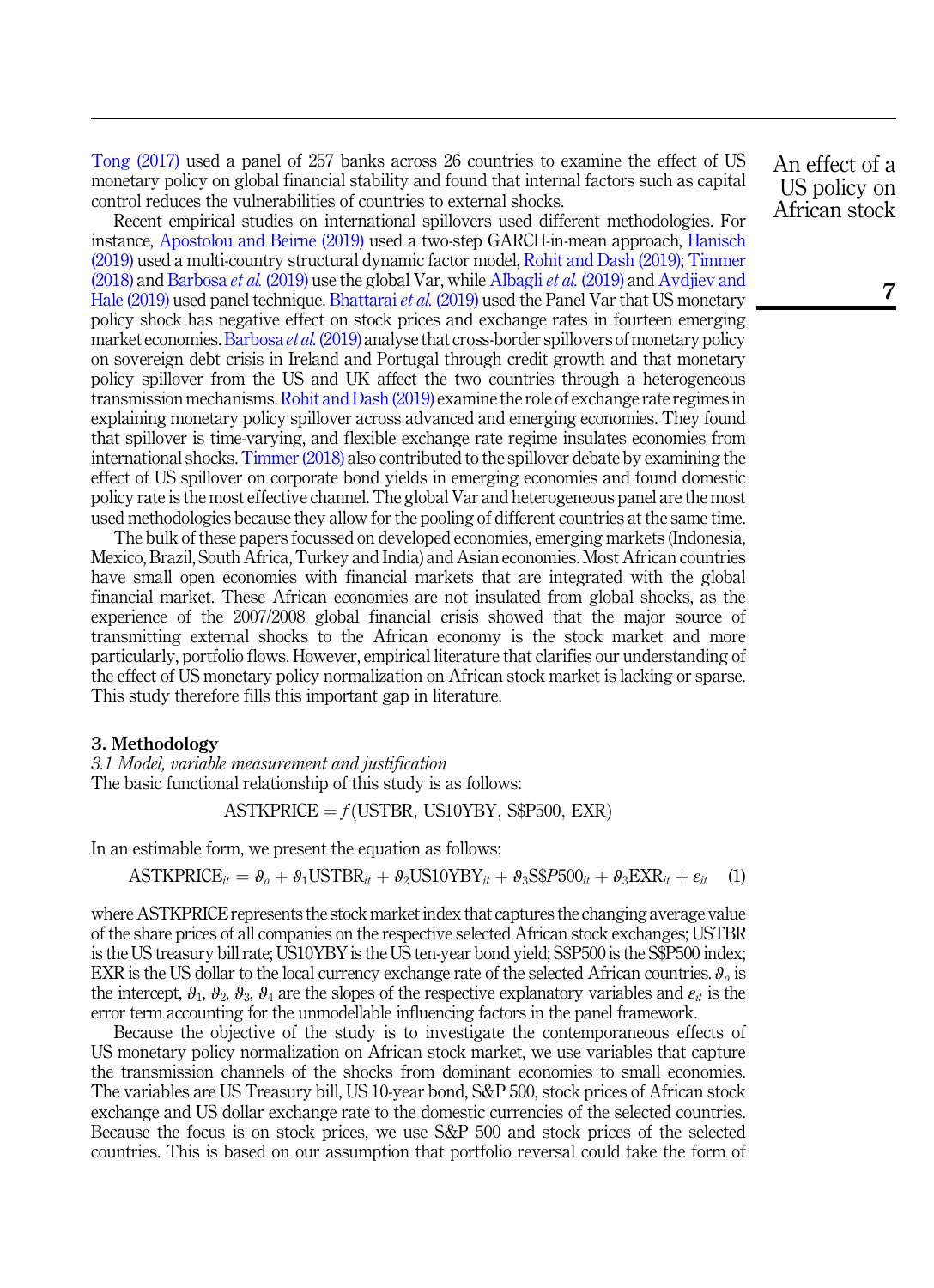Tong (2017) used a panel of 257 banks across 26 countries to examine the effect of US monetary policy on global financial stability and found that internal factors such as capital control reduces the vulnerabilities of countries to external shocks.

Recent empirical studies on international spillovers used different methodologies. For instance, Apostolou and Beirne (2019) used a two-step GARCH-in-mean approach, Hanisch (2019) used a multi-country structural dynamic factor model, Rohit and Dash (2019); Timmer (2018) and Barbosa *et al.* (2019) use the global Var, while Albagli *et al.* (2019) and Avdjiev and Hale (2019) used panel technique. Bhattarai *et al.* (2019) used the Panel Var that US monetary policy shock has negative effect on stock prices and exchange rates in fourteen emerging market economies. Barbosa *et al.* (2019) analyse that cross-border spillovers of monetary policy on sovereign debt crisis in Ireland and Portugal through credit growth and that monetary policy spillover from the US and UK affect the two countries through a heterogeneous transmission mechanisms. Rohit and Dash (2019) examine the role of exchange rate regimes in explaining monetary policy spillover across advanced and emerging economies. They found that spillover is time-varying, and flexible exchange rate regime insulates economies from international shocks. Timmer (2018) also contributed to the spillover debate by examining the effect of US spillover on corporate bond yields in emerging economies and found domestic policy rate is the most effective channel. The global Var and heterogeneous panel are the most used methodologies because they allow for the pooling of different countries at the same time.

The bulk of these papers focussed on developed economies, emerging markets (Indonesia, Mexico, Brazil, South Africa, Turkey and India) and Asian economies. Most African countries have small open economies with financial markets that are integrated with the global financial market. These African economies are not insulated from global shocks, as the experience of the 2007/2008 global financial crisis showed that the major source of transmitting external shocks to the African economy is the stock market and more particularly, portfolio flows. However, empirical literature that clarifies our understanding of the effect of US monetary policy normalization on African stock market is lacking or sparse. This study therefore fills this important gap in literature.

## 3. Methodology

*3.1 Model, variable measurement and justification*

The basic functional relationship of this study is as follows:

$$\text{ASTKPRICE} = f(\text{USTBR}, \text{US10YBY}, \text{S\$P500}, \text{EXR})$$

In an estimable form, we present the equation as follows:

$$\text{ASTKPRICE}_{it} = \vartheta_o + \vartheta_1\text{USTBR}_{it} + \vartheta_2\text{US10YBY}_{it} + \vartheta_3\text{S\$}P500_{it} + \vartheta_3\text{EXR}_{it} + \varepsilon_{it} \quad (1)$$

where ASTKPRICE represents the stock market index that captures the changing average value of the share prices of all companies on the respective selected African stock exchanges; USTBR is the US treasury bill rate; US10YBY is the US ten-year bond yield; S\$P500 is the S\$P500 index; EXR is the US dollar to the local currency exchange rate of the selected African countries. $\vartheta_o$ is the intercept, $\vartheta_1$, $\vartheta_2$, $\vartheta_3$, $\vartheta_4$ are the slopes of the respective explanatory variables and $\varepsilon_{it}$ is the error term accounting for the unmodellable influencing factors in the panel framework.

Because the objective of the study is to investigate the contemporaneous effects of US monetary policy normalization on African stock market, we use variables that capture the transmission channels of the shocks from dominant economies to small economies. The variables are US Treasury bill, US 10-year bond, S&P 500, stock prices of African stock exchange and US dollar exchange rate to the domestic currencies of the selected countries. Because the focus is on stock prices, we use S&P 500 and stock prices of the selected countries. This is based on our assumption that portfolio reversal could take the form of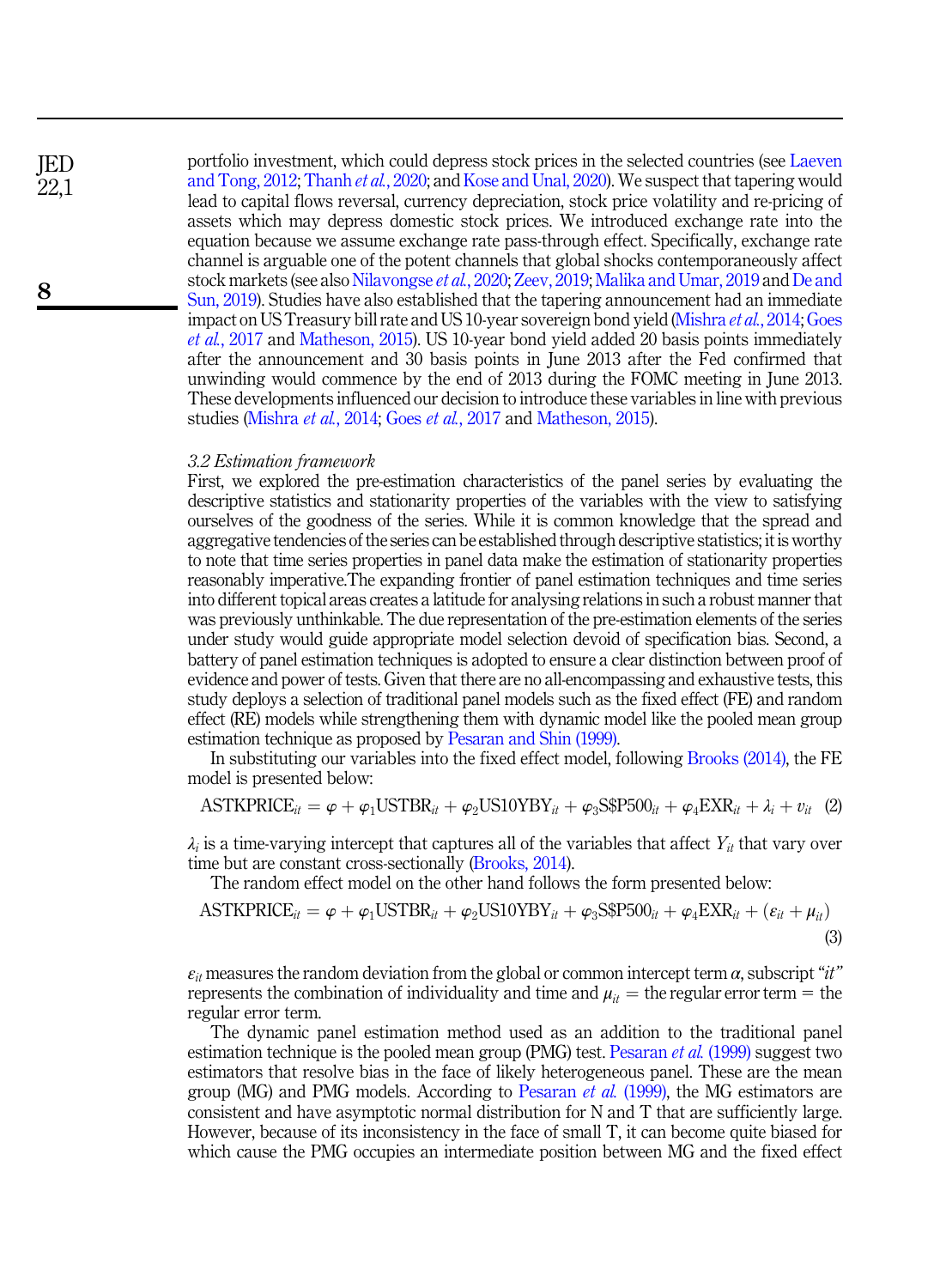portfolio investment, which could depress stock prices in the selected countries (see Laeven and Tong, 2012; Thanh *et al.*, 2020; and Kose and Unal, 2020). We suspect that tapering would lead to capital flows reversal, currency depreciation, stock price volatility and re-pricing of assets which may depress domestic stock prices. We introduced exchange rate into the equation because we assume exchange rate pass-through effect. Specifically, exchange rate channel is arguable one of the potent channels that global shocks contemporaneously affect stock markets (see also Nilavongse *et al.*, 2020; Zeev, 2019; Malika and Umar, 2019 and De and Sun, 2019). Studies have also established that the tapering announcement had an immediate impact on US Treasury bill rate and US 10-year sovereign bond yield (Mishra *et al.*, 2014; Goes *et al.*, 2017 and Matheson, 2015). US 10-year bond yield added 20 basis points immediately after the announcement and 30 basis points in June 2013 after the Fed confirmed that unwinding would commence by the end of 2013 during the FOMC meeting in June 2013. These developments influenced our decision to introduce these variables in line with previous studies (Mishra *et al.*, 2014; Goes *et al.*, 2017 and Matheson, 2015).

### *3.2 Estimation framework*

First, we explored the pre-estimation characteristics of the panel series by evaluating the descriptive statistics and stationarity properties of the variables with the view to satisfying ourselves of the goodness of the series. While it is common knowledge that the spread and aggregative tendencies of the series can be established through descriptive statistics; it is worthy to note that time series properties in panel data make the estimation of stationarity properties reasonably imperative.The expanding frontier of panel estimation techniques and time series into different topical areas creates a latitude for analysing relations in such a robust manner that was previously unthinkable. The due representation of the pre-estimation elements of the series under study would guide appropriate model selection devoid of specification bias. Second, a battery of panel estimation techniques is adopted to ensure a clear distinction between proof of evidence and power of tests. Given that there are no all-encompassing and exhaustive tests, this study deploys a selection of traditional panel models such as the fixed effect (FE) and random effect (RE) models while strengthening them with dynamic model like the pooled mean group estimation technique as proposed by Pesaran and Shin (1999).

In substituting our variables into the fixed effect model, following Brooks (2014), the FE model is presented below:

$$\text{ASTKPRICE}_{it} = \varphi + \varphi_1\text{USTBR}_{it} + \varphi_2\text{US10YBY}_{it} + \varphi_3\text{S\$P500}_{it} + \varphi_4\text{EXR}_{it} + \lambda_i + v_{it} \quad (2)$$

$\lambda_i$ is a time-varying intercept that captures all of the variables that affect $Y_{it}$ that vary over time but are constant cross-sectionally (Brooks, 2014).

The random effect model on the other hand follows the form presented below:

$$\text{ASTKPRICE}_{it} = \varphi + \varphi_1\text{USTBR}_{it} + \varphi_2\text{US10YBY}_{it} + \varphi_3\text{S\$P500}_{it} + \varphi_4\text{EXR}_{it} + (\varepsilon_{it} + \mu_{it}) \quad (3)$$

$\varepsilon_{it}$ measures the random deviation from the global or common intercept term $\alpha$, subscript "*it*" represents the combination of individuality and time and $\mu_{it}$ = the regular error term = the regular error term.

The dynamic panel estimation method used as an addition to the traditional panel estimation technique is the pooled mean group (PMG) test. Pesaran *et al.* (1999) suggest two estimators that resolve bias in the face of likely heterogeneous panel. These are the mean group (MG) and PMG models. According to Pesaran *et al.* (1999), the MG estimators are consistent and have asymptotic normal distribution for N and T that are sufficiently large. However, because of its inconsistency in the face of small T, it can become quite biased for which cause the PMG occupies an intermediate position between MG and the fixed effect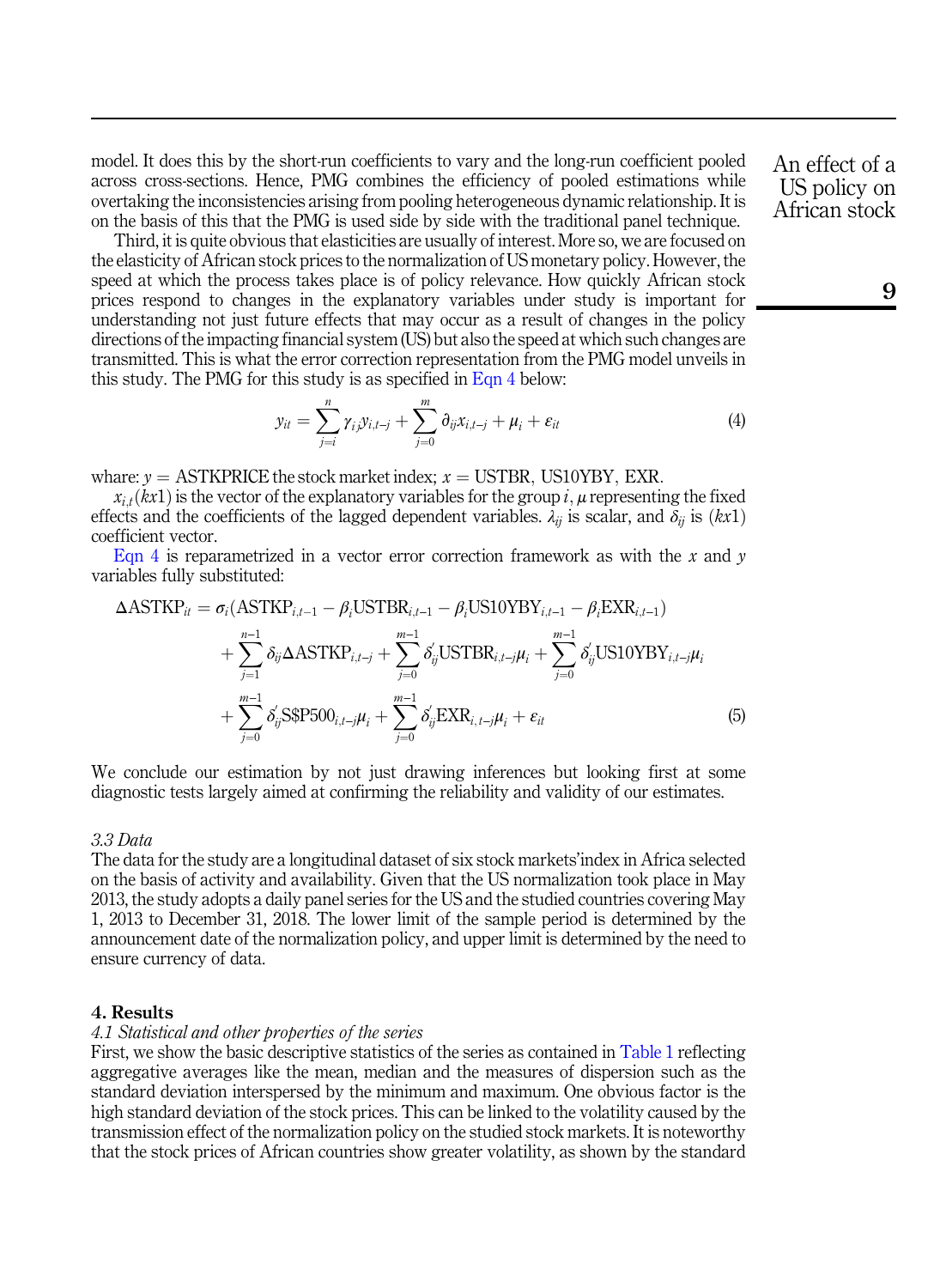model. It does this by the short-run coefficients to vary and the long-run coefficient pooled across cross-sections. Hence, PMG combines the efficiency of pooled estimations while overtaking the inconsistencies arising from pooling heterogeneous dynamic relationship. It is on the basis of this that the PMG is used side by side with the traditional panel technique.

Third, it is quite obvious that elasticities are usually of interest. More so, we are focused on the elasticity of African stock prices to the normalization of US monetary policy. However, the speed at which the process takes place is of policy relevance. How quickly African stock prices respond to changes in the explanatory variables under study is important for understanding not just future effects that may occur as a result of changes in the policy directions of the impacting financial system (US) but also the speed at which such changes are transmitted. This is what the error correction representation from the PMG model unveils in this study. The PMG for this study is as specified in Eqn 4 below:

$$y_{it} = \sum_{j=i}^{n} \gamma_{ij} y_{i,t-j} + \sum_{j=0}^{m} \partial_{ij} x_{i,t-j} + \mu_i + \varepsilon_{it} \tag{4}$$

whare: $y$ = ASTKPRICE the stock market index; $x$ = USTBR, US10YBY, EXR.

$x_{i,t}(kx1)$ is the vector of the explanatory variables for the group $i$, $\mu$ representing the fixed effects and the coefficients of the lagged dependent variables. $\lambda_{ij}$ is scalar, and $\delta_{ij}$ is $(kx1)$ coefficient vector.

Eqn 4 is reparametrized in a vector error correction framework as with the $x$ and $y$ variables fully substituted:

$$\begin{aligned}\Delta \text{ASTKP}_{it} = {} & \sigma_i(\text{ASTKP}_{i,t-1} - \beta_i \text{USTBR}_{i,t-1} - \beta_i \text{US10YBY}_{i,t-1} - \beta_i \text{EXR}_{i,t-1}) \\ & + \sum_{j=1}^{n-1} \delta_{ij} \Delta \text{ASTKP}_{i,t-j} + \sum_{j=0}^{m-1} \delta'_{ij} \text{USTBR}_{i,t-j}\mu_i + \sum_{j=0}^{m-1} \delta'_{ij} \text{US10YBY}_{i,t-j}\mu_i \\ & + \sum_{j=0}^{m-1} \delta'_{ij} \text{S\$P500}_{i,t-j}\mu_i + \sum_{j=0}^{m-1} \delta'_{ij} \text{EXR}_{i,\,t-j}\mu_i + \varepsilon_{it}\end{aligned} \tag{5}$$

We conclude our estimation by not just drawing inferences but looking first at some diagnostic tests largely aimed at confirming the reliability and validity of our estimates.

### *3.3 Data*

The data for the study are a longitudinal dataset of six stock markets'index in Africa selected on the basis of activity and availability. Given that the US normalization took place in May 2013, the study adopts a daily panel series for the US and the studied countries covering May 1, 2013 to December 31, 2018. The lower limit of the sample period is determined by the announcement date of the normalization policy, and upper limit is determined by the need to ensure currency of data.

## 4. Results

### *4.1 Statistical and other properties of the series*

First, we show the basic descriptive statistics of the series as contained in Table 1 reflecting aggregative averages like the mean, median and the measures of dispersion such as the standard deviation interspersed by the minimum and maximum. One obvious factor is the high standard deviation of the stock prices. This can be linked to the volatility caused by the transmission effect of the normalization policy on the studied stock markets. It is noteworthy that the stock prices of African countries show greater volatility, as shown by the standard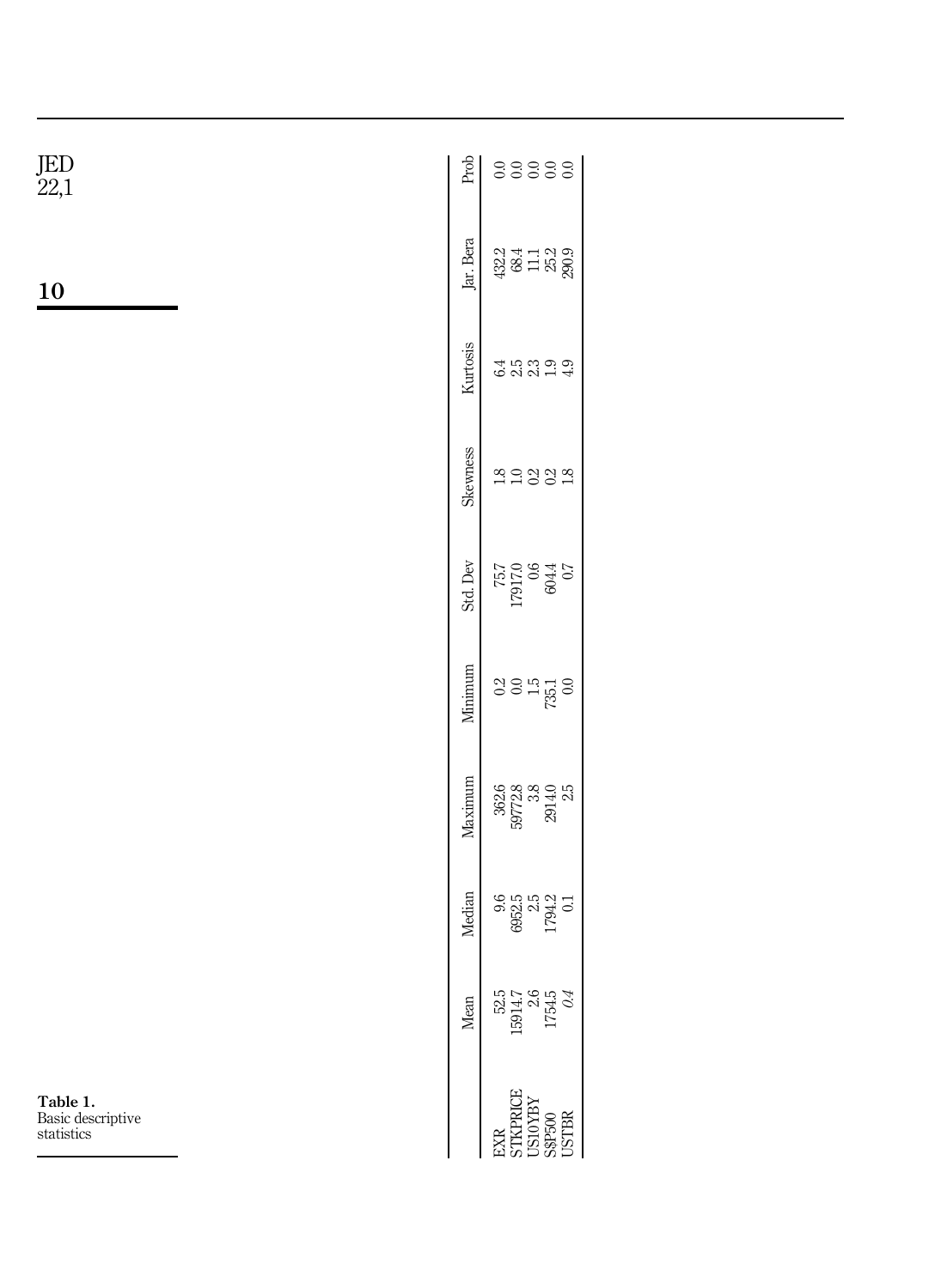**Table 1.** Basic descriptive statistics

| | Mean | Median | Maximum | Minimum | Std. Dev | Skewness | Kurtosis | Jar. Bera | Prob |
|---|---|---|---|---|---|---|---|---|---|
| EXR | 52.5 | 9.6 | 362.6 | 0.2 | 75.7 | 1.8 | 6.4 | 432.2 | 0.0 |
| STKPRICE | 15914.7 | 6952.5 | 59772.8 | 0.0 | 17917.0 | 1.0 | 2.5 | 68.4 | 0.0 |
| US10YBY | 2.6 | 2.5 | 3.8 | 1.5 | 0.6 | 0.2 | 2.3 | 11.1 | 0.0 |
| S$P500 | 1754.5 | 1794.2 | 2914.0 | 735.1 | 604.4 | 0.2 | 1.9 | 25.2 | 0.0 |
| USTBR | *0.4* | 0.1 | 2.5 | 0.0 | 0.7 | 1.8 | 4.9 | 290.9 | 0.0 |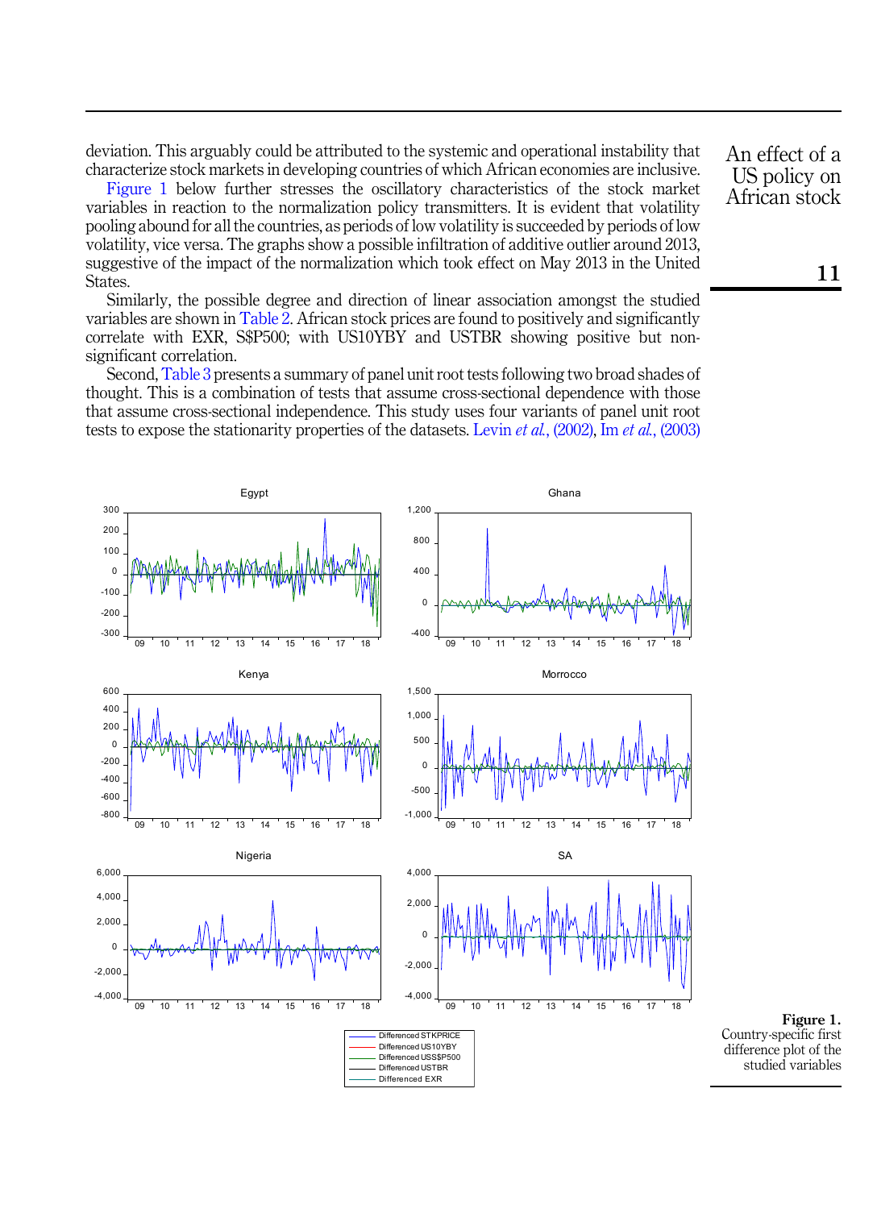deviation. This arguably could be attributed to the systemic and operational instability that characterize stock markets in developing countries of which African economies are inclusive.

Figure 1 below further stresses the oscillatory characteristics of the stock market variables in reaction to the normalization policy transmitters. It is evident that volatility pooling abound for all the countries, as periods of low volatility is succeeded by periods of low volatility, vice versa. The graphs show a possible infiltration of additive outlier around 2013, suggestive of the impact of the normalization which took effect on May 2013 in the United States.

Similarly, the possible degree and direction of linear association amongst the studied variables are shown in Table 2. African stock prices are found to positively and significantly correlate with EXR, S$P500; with US10YBY and USTBR showing positive but non-significant correlation.

Second, Table 3 presents a summary of panel unit root tests following two broad shades of thought. This is a combination of tests that assume cross-sectional dependence with those that assume cross-sectional independence. This study uses four variants of panel unit root tests to expose the stationarity properties of the datasets. Levin *et al.*, (2002), Im *et al.*, (2003)

**Figure 1.** Country-specific first difference plot of the studied variables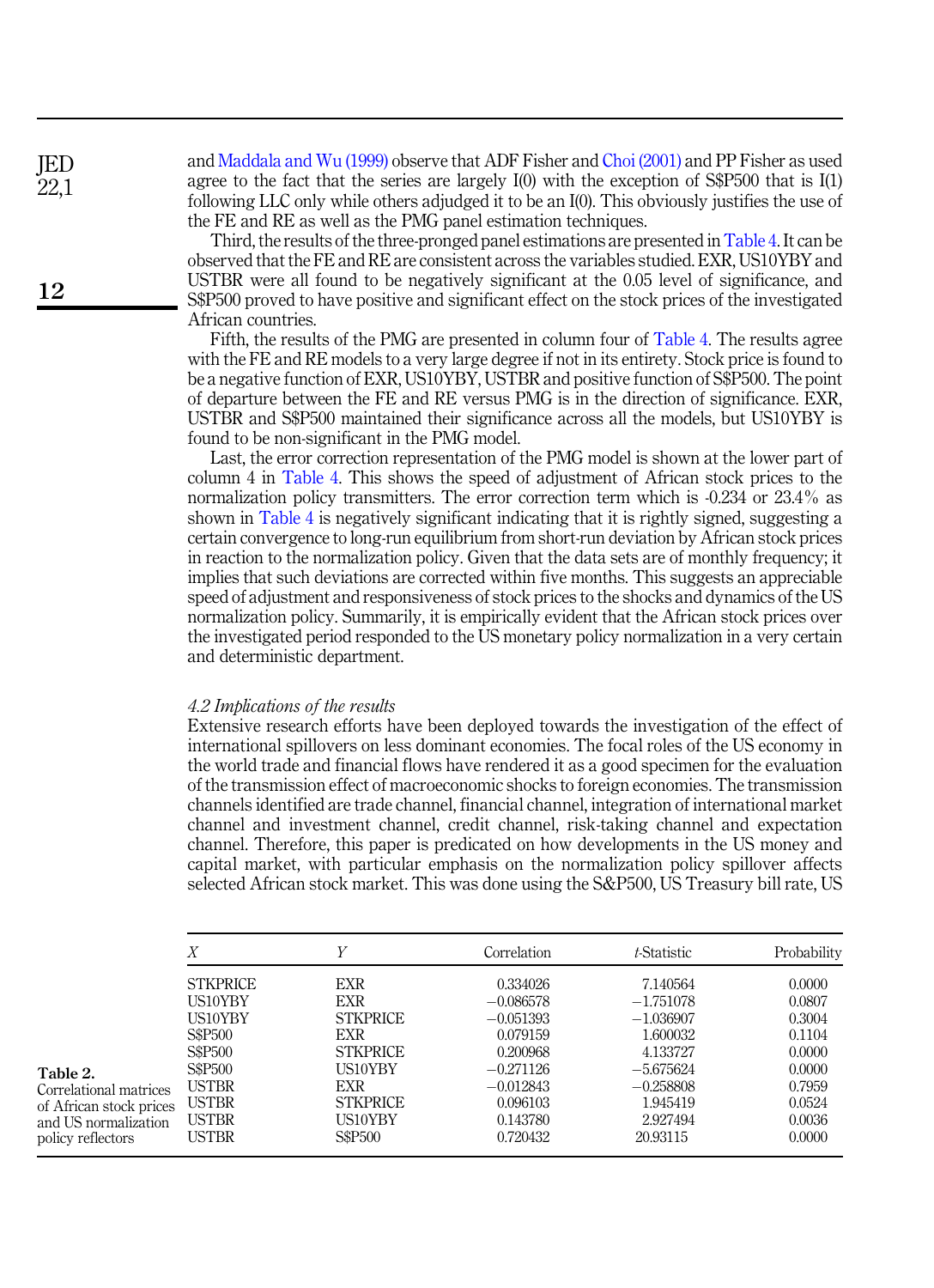and Maddala and Wu (1999) observe that ADF Fisher and Choi (2001) and PP Fisher as used agree to the fact that the series are largely I(0) with the exception of S$P500 that is I(1) following LLC only while others adjudged it to be an I(0). This obviously justifies the use of the FE and RE as well as the PMG panel estimation techniques.

Third, the results of the three-pronged panel estimations are presented in Table 4. It can be observed that the FE and RE are consistent across the variables studied. EXR, US10YBY and USTBR were all found to be negatively significant at the 0.05 level of significance, and S$P500 proved to have positive and significant effect on the stock prices of the investigated African countries.

Fifth, the results of the PMG are presented in column four of Table 4. The results agree with the FE and RE models to a very large degree if not in its entirety. Stock price is found to be a negative function of EXR, US10YBY, USTBR and positive function of S$P500. The point of departure between the FE and RE versus PMG is in the direction of significance. EXR, USTBR and S$P500 maintained their significance across all the models, but US10YBY is found to be non-significant in the PMG model.

Last, the error correction representation of the PMG model is shown at the lower part of column 4 in Table 4. This shows the speed of adjustment of African stock prices to the normalization policy transmitters. The error correction term which is -0.234 or 23.4% as shown in Table 4 is negatively significant indicating that it is rightly signed, suggesting a certain convergence to long-run equilibrium from short-run deviation by African stock prices in reaction to the normalization policy. Given that the data sets are of monthly frequency; it implies that such deviations are corrected within five months. This suggests an appreciable speed of adjustment and responsiveness of stock prices to the shocks and dynamics of the US normalization policy. Summarily, it is empirically evident that the African stock prices over the investigated period responded to the US monetary policy normalization in a very certain and deterministic department.

### *4.2 Implications of the results*

Extensive research efforts have been deployed towards the investigation of the effect of international spillovers on less dominant economies. The focal roles of the US economy in the world trade and financial flows have rendered it as a good specimen for the evaluation of the transmission effect of macroeconomic shocks to foreign economies. The transmission channels identified are trade channel, financial channel, integration of international market channel and investment channel, credit channel, risk-taking channel and expectation channel. Therefore, this paper is predicated on how developments in the US money and capital market, with particular emphasis on the normalization policy spillover affects selected African stock market. This was done using the S&P500, US Treasury bill rate, US

| *X* | *Y* | Correlation | *t*-Statistic | Probability |
|---|---|---|---|---|
| STKPRICE | EXR | 0.334026 | 7.140564 | 0.0000 |
| US10YBY | EXR | −0.086578 | −1.751078 | 0.0807 |
| US10YBY | STKPRICE | −0.051393 | −1.036907 | 0.3004 |
| S$P500 | EXR | 0.079159 | 1.600032 | 0.1104 |
| S$P500 | STKPRICE | 0.200968 | 4.133727 | 0.0000 |
| S$P500 | US10YBY | −0.271126 | −5.675624 | 0.0000 |
| USTBR | EXR | −0.012843 | −0.258808 | 0.7959 |
| USTBR | STKPRICE | 0.096103 | 1.945419 | 0.0524 |
| USTBR | US10YBY | 0.143780 | 2.927494 | 0.0036 |
| USTBR | S$P500 | 0.720432 | 20.93115 | 0.0000 |

**Table 2.** Correlational matrices of African stock prices and US normalization policy reflectors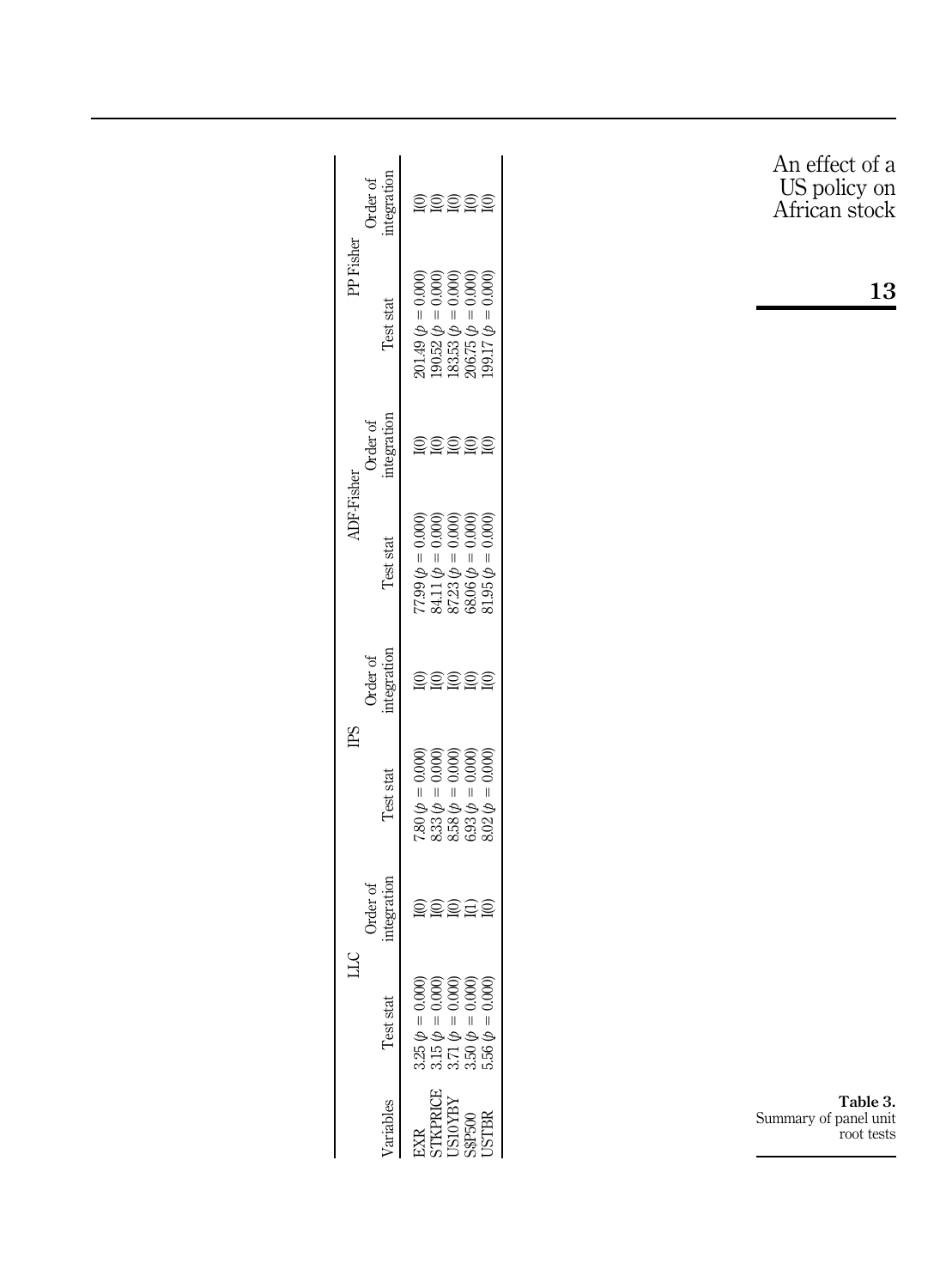**Table 3.** Summary of panel unit root tests

| Variables | LLC | | IPS | | ADF-Fisher | | PP Fisher | |
|---|---|---|---|---|---|---|---|---|
| | Test stat | Order of integration | Test stat | Order of integration | Test stat | Order of integration | Test stat | Order of integration |
| EXR | 3.25 ($p = 0.000$) | I(0) | 7.80 ($p = 0.000$) | I(0) | 77.99 ($p = 0.000$) | I(0) | 201.49 ($p = 0.000$) | I(0) |
| STKPRICE | 3.15 ($p = 0.000$) | I(0) | 8.33 ($p = 0.000$) | I(0) | 84.11 ($p = 0.000$) | I(0) | 190.52 ($p = 0.000$) | I(0) |
| US10YBY | 3.71 ($p = 0.000$) | I(0) | 8.58 ($p = 0.000$) | I(0) | 87.23 ($p = 0.000$) | I(0) | 183.53 ($p = 0.000$) | I(0) |
| S$P500 | 3.50 ($p = 0.000$) | I(1) | 6.93 ($p = 0.000$) | I(0) | 68.06 ($p = 0.000$) | I(0) | 206.75 ($p = 0.000$) | I(0) |
| USTBR | 5.56 ($p = 0.000$) | I(0) | 8.02 ($p = 0.000$) | I(0) | 81.95 ($p = 0.000$) | I(0) | 199.17 ($p = 0.000$) | I(0) |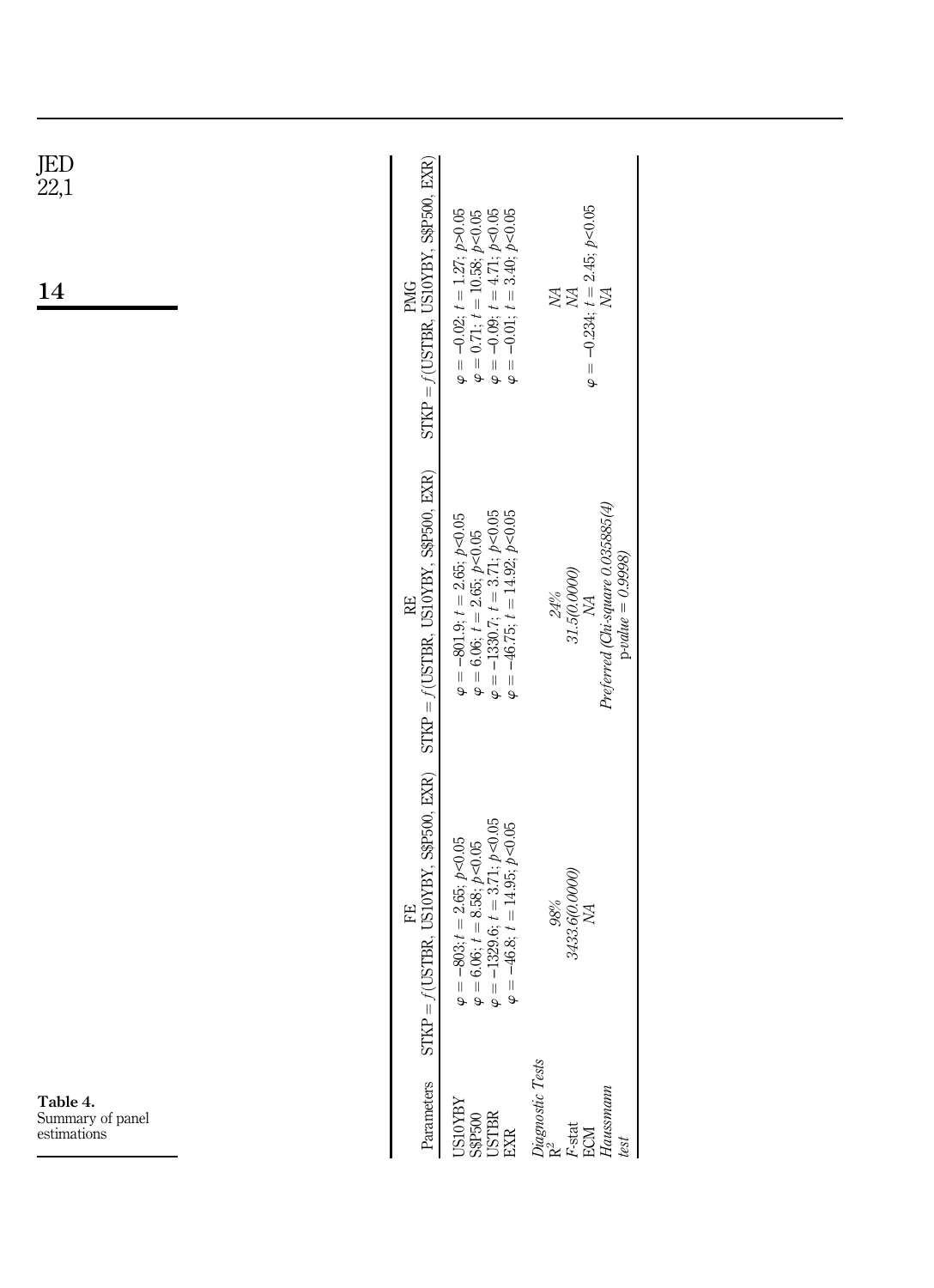Table 4. Summary of panel estimations

| Parameters | FE STKP = $f$(USTBR, US10YBY, S$P500, EXR) | RE STKP = $f$(USTBR, US10YBY, S$P500, EXR) | PMG STKP = $f$(USTBR, US10YBY, S$P500, EXR) |
|---|---|---|---|
| US10YBY | $\varphi = -803; t = 2.65; p<0.05$ | $\varphi = -801.9; t = 2.65; p<0.05$ | $\varphi = -0.02; t = 1.27; p>0.05$ |
| S$P500 | $\varphi = 6.06; t = 8.58; p<0.05$ | $\varphi = 6.06; t = 2.65; p<0.05$ | $\varphi = 0.71; t = 10.58; p<0.05$ |
| USTBR | $\varphi = -1329.6; t = 3.71; p<0.05$ | $\varphi = -1330.7; t = 3.71; p<0.05$ | $\varphi = -0.09; t = 4.71; p<0.05$ |
| EXR | $\varphi = -46.8; t = 14.95; p<0.05$ | $\varphi = -46.75; t = 14.92; p<0.05$ | $\varphi = -0.01; t = 3.40; p<0.05$ |
| *Diagnostic Tests* | | | |
| $R^2$ | *98%* | *24%* | *NA* |
| *F*-stat | *3433.6(0.0000)* | *31.5(0.0000)* | *NA* |
| ECM | *NA* | *NA* | $\varphi = -0.234; t = 2.45; p<0.05$ |
| *Haussmann test* | | *Preferred (Chi-square 0.035885(4) p-value = 0.9998)* | *NA* |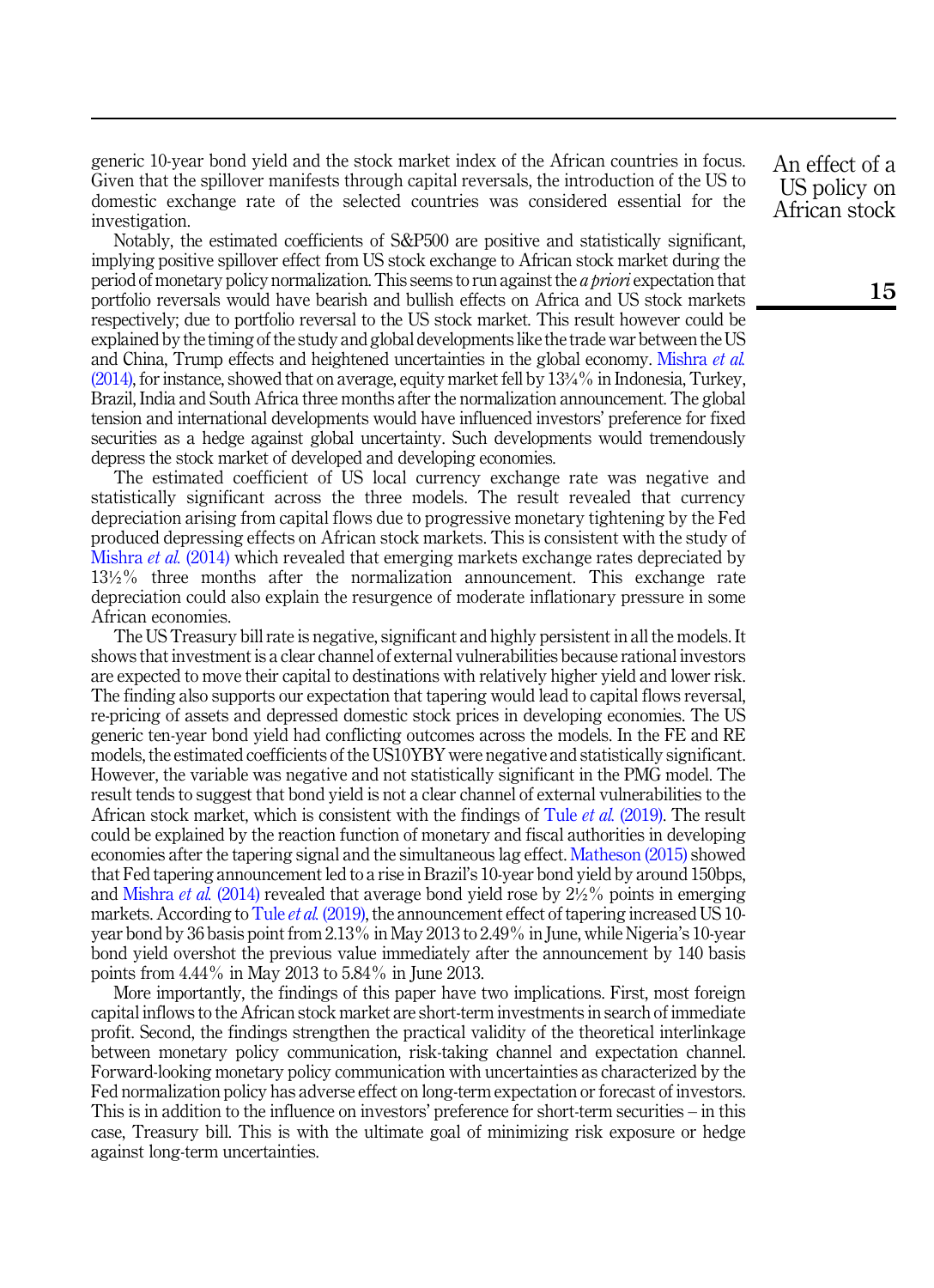generic 10-year bond yield and the stock market index of the African countries in focus. Given that the spillover manifests through capital reversals, the introduction of the US to domestic exchange rate of the selected countries was considered essential for the investigation.

Notably, the estimated coefficients of S&P500 are positive and statistically significant, implying positive spillover effect from US stock exchange to African stock market during the period of monetary policy normalization. This seems to run against the *a priori* expectation that portfolio reversals would have bearish and bullish effects on Africa and US stock markets respectively; due to portfolio reversal to the US stock market. This result however could be explained by the timing of the study and global developments like the trade war between the US and China, Trump effects and heightened uncertainties in the global economy. Mishra *et al.* (2014), for instance, showed that on average, equity market fell by 13¾% in Indonesia, Turkey, Brazil, India and South Africa three months after the normalization announcement. The global tension and international developments would have influenced investors' preference for fixed securities as a hedge against global uncertainty. Such developments would tremendously depress the stock market of developed and developing economies.

The estimated coefficient of US local currency exchange rate was negative and statistically significant across the three models. The result revealed that currency depreciation arising from capital flows due to progressive monetary tightening by the Fed produced depressing effects on African stock markets. This is consistent with the study of Mishra *et al.* (2014) which revealed that emerging markets exchange rates depreciated by 13½% three months after the normalization announcement. This exchange rate depreciation could also explain the resurgence of moderate inflationary pressure in some African economies.

The US Treasury bill rate is negative, significant and highly persistent in all the models. It shows that investment is a clear channel of external vulnerabilities because rational investors are expected to move their capital to destinations with relatively higher yield and lower risk. The finding also supports our expectation that tapering would lead to capital flows reversal, re-pricing of assets and depressed domestic stock prices in developing economies. The US generic ten-year bond yield had conflicting outcomes across the models. In the FE and RE models, the estimated coefficients of the US10YBY were negative and statistically significant. However, the variable was negative and not statistically significant in the PMG model. The result tends to suggest that bond yield is not a clear channel of external vulnerabilities to the African stock market, which is consistent with the findings of Tule *et al.* (2019). The result could be explained by the reaction function of monetary and fiscal authorities in developing economies after the tapering signal and the simultaneous lag effect. Matheson (2015) showed that Fed tapering announcement led to a rise in Brazil's 10-year bond yield by around 150bps, and Mishra *et al.* (2014) revealed that average bond yield rose by 2½% points in emerging markets. According to Tule *et al.* (2019), the announcement effect of tapering increased US 10-year bond by 36 basis point from 2.13% in May 2013 to 2.49% in June, while Nigeria's 10-year bond yield overshot the previous value immediately after the announcement by 140 basis points from 4.44% in May 2013 to 5.84% in June 2013.

More importantly, the findings of this paper have two implications. First, most foreign capital inflows to the African stock market are short-term investments in search of immediate profit. Second, the findings strengthen the practical validity of the theoretical interlinkage between monetary policy communication, risk-taking channel and expectation channel. Forward-looking monetary policy communication with uncertainties as characterized by the Fed normalization policy has adverse effect on long-term expectation or forecast of investors. This is in addition to the influence on investors' preference for short-term securities – in this case, Treasury bill. This is with the ultimate goal of minimizing risk exposure or hedge against long-term uncertainties.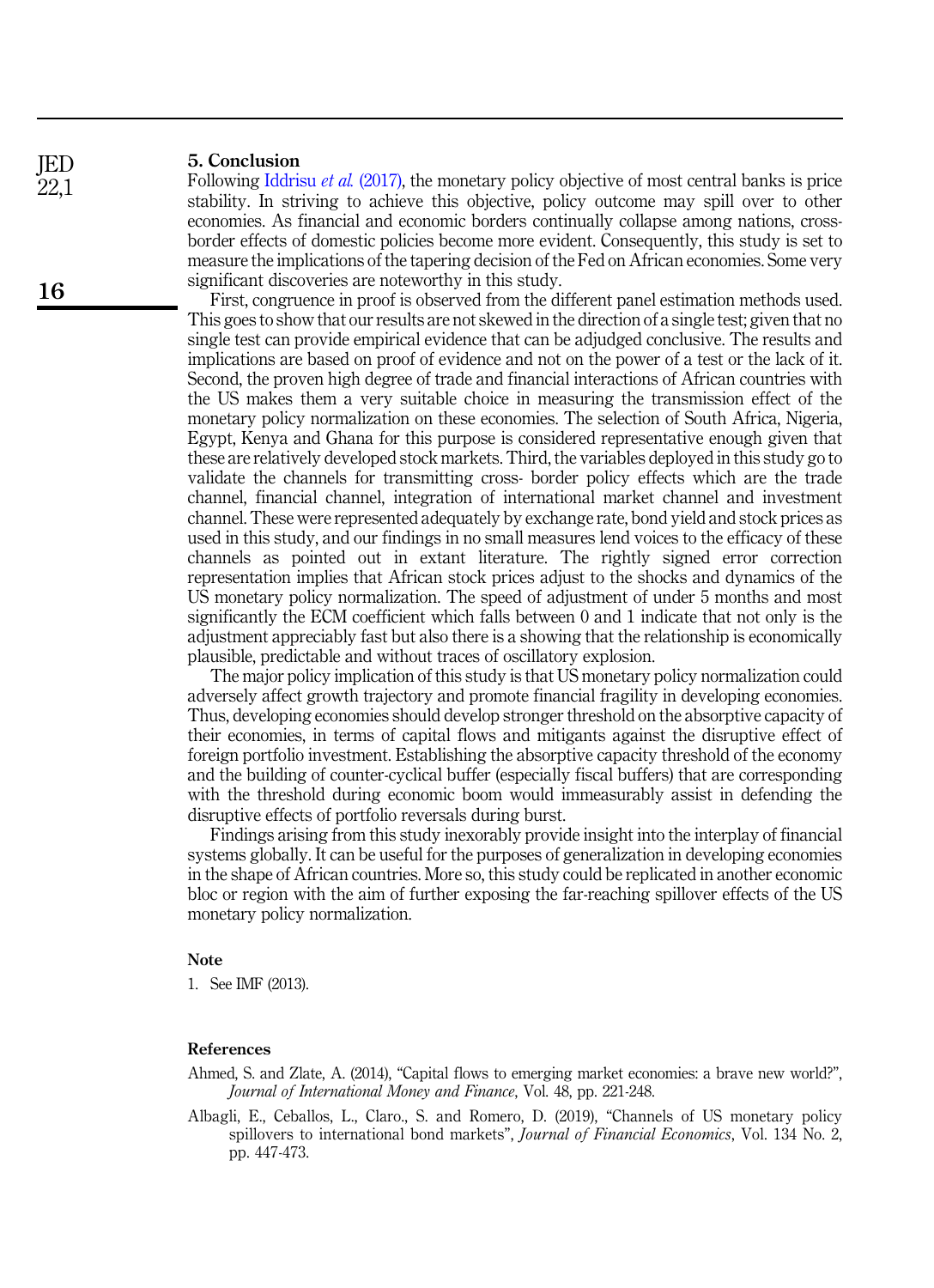## 5. Conclusion

Following Iddrisu *et al.* (2017), the monetary policy objective of most central banks is price stability. In striving to achieve this objective, policy outcome may spill over to other economies. As financial and economic borders continually collapse among nations, cross-border effects of domestic policies become more evident. Consequently, this study is set to measure the implications of the tapering decision of the Fed on African economies. Some very significant discoveries are noteworthy in this study.

First, congruence in proof is observed from the different panel estimation methods used. This goes to show that our results are not skewed in the direction of a single test; given that no single test can provide empirical evidence that can be adjudged conclusive. The results and implications are based on proof of evidence and not on the power of a test or the lack of it. Second, the proven high degree of trade and financial interactions of African countries with the US makes them a very suitable choice in measuring the transmission effect of the monetary policy normalization on these economies. The selection of South Africa, Nigeria, Egypt, Kenya and Ghana for this purpose is considered representative enough given that these are relatively developed stock markets. Third, the variables deployed in this study go to validate the channels for transmitting cross- border policy effects which are the trade channel, financial channel, integration of international market channel and investment channel. These were represented adequately by exchange rate, bond yield and stock prices as used in this study, and our findings in no small measures lend voices to the efficacy of these channels as pointed out in extant literature. The rightly signed error correction representation implies that African stock prices adjust to the shocks and dynamics of the US monetary policy normalization. The speed of adjustment of under 5 months and most significantly the ECM coefficient which falls between 0 and 1 indicate that not only is the adjustment appreciably fast but also there is a showing that the relationship is economically plausible, predictable and without traces of oscillatory explosion.

The major policy implication of this study is that US monetary policy normalization could adversely affect growth trajectory and promote financial fragility in developing economies. Thus, developing economies should develop stronger threshold on the absorptive capacity of their economies, in terms of capital flows and mitigants against the disruptive effect of foreign portfolio investment. Establishing the absorptive capacity threshold of the economy and the building of counter-cyclical buffer (especially fiscal buffers) that are corresponding with the threshold during economic boom would immeasurably assist in defending the disruptive effects of portfolio reversals during burst.

Findings arising from this study inexorably provide insight into the interplay of financial systems globally. It can be useful for the purposes of generalization in developing economies in the shape of African countries. More so, this study could be replicated in another economic bloc or region with the aim of further exposing the far-reaching spillover effects of the US monetary policy normalization.

### Note

1. See IMF (2013).

### References

Ahmed, S. and Zlate, A. (2014), "Capital flows to emerging market economies: a brave new world?", *Journal of International Money and Finance*, Vol. 48, pp. 221-248.

Albagli, E., Ceballos, L., Claro., S. and Romero, D. (2019), "Channels of US monetary policy spillovers to international bond markets", *Journal of Financial Economics*, Vol. 134 No. 2, pp. 447-473.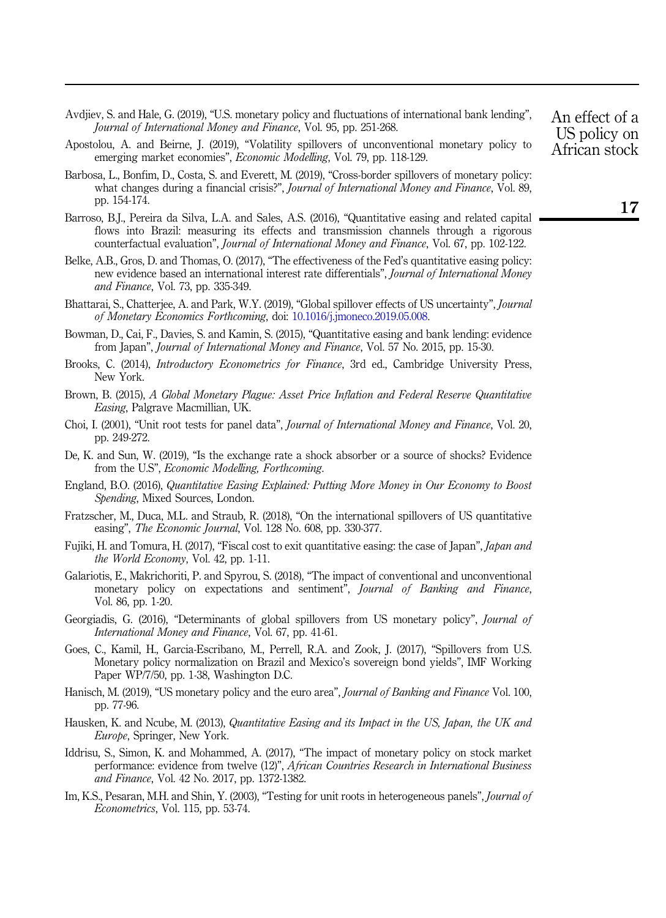Avdjiev, S. and Hale, G. (2019), "U.S. monetary policy and fluctuations of international bank lending", *Journal of International Money and Finance*, Vol. 95, pp. 251-268.

Apostolou, A. and Beirne, J. (2019), "Volatility spillovers of unconventional monetary policy to emerging market economies", *Economic Modelling*, Vol. 79, pp. 118-129.

Barbosa, L., Bonfim, D., Costa, S. and Everett, M. (2019), "Cross-border spillovers of monetary policy: what changes during a financial crisis?", *Journal of International Money and Finance*, Vol. 89, pp. 154-174.

Barroso, B.J., Pereira da Silva, L.A. and Sales, A.S. (2016), "Quantitative easing and related capital flows into Brazil: measuring its effects and transmission channels through a rigorous counterfactual evaluation", *Journal of International Money and Finance*, Vol. 67, pp. 102-122.

Belke, A.B., Gros, D. and Thomas, O. (2017), "The effectiveness of the Fed's quantitative easing policy: new evidence based an international interest rate differentials", *Journal of International Money and Finance*, Vol. 73, pp. 335-349.

Bhattarai, S., Chatterjee, A. and Park, W.Y. (2019), "Global spillover effects of US uncertainty", *Journal of Monetary Economics Forthcoming*, doi: 10.1016/j.jmoneco.2019.05.008.

Bowman, D., Cai, F., Davies, S. and Kamin, S. (2015), "Quantitative easing and bank lending: evidence from Japan", *Journal of International Money and Finance*, Vol. 57 No. 2015, pp. 15-30.

Brooks, C. (2014), *Introductory Econometrics for Finance*, 3rd ed., Cambridge University Press, New York.

Brown, B. (2015), *A Global Monetary Plague: Asset Price Inflation and Federal Reserve Quantitative Easing*, Palgrave Macmillian, UK.

Choi, I. (2001), "Unit root tests for panel data", *Journal of International Money and Finance*, Vol. 20, pp. 249-272.

De, K. and Sun, W. (2019), "Is the exchange rate a shock absorber or a source of shocks? Evidence from the U.S", *Economic Modelling, Forthcoming*.

England, B.O. (2016), *Quantitative Easing Explained: Putting More Money in Our Economy to Boost Spending*, Mixed Sources, London.

Fratzscher, M., Duca, M.L. and Straub, R. (2018), "On the international spillovers of US quantitative easing", *The Economic Journal*, Vol. 128 No. 608, pp. 330-377.

Fujiki, H. and Tomura, H. (2017), "Fiscal cost to exit quantitative easing: the case of Japan", *Japan and the World Economy*, Vol. 42, pp. 1-11.

Galariotis, E., Makrichoriti, P. and Spyrou, S. (2018), "The impact of conventional and unconventional monetary policy on expectations and sentiment", *Journal of Banking and Finance*, Vol. 86, pp. 1-20.

Georgiadis, G. (2016), "Determinants of global spillovers from US monetary policy", *Journal of International Money and Finance*, Vol. 67, pp. 41-61.

Goes, C., Kamil, H., Garcia-Escribano, M., Perrell, R.A. and Zook, J. (2017), "Spillovers from U.S. Monetary policy normalization on Brazil and Mexico's sovereign bond yields", IMF Working Paper WP/7/50, pp. 1-38, Washington D.C.

Hanisch, M. (2019), "US monetary policy and the euro area", *Journal of Banking and Finance* Vol. 100, pp. 77-96.

Hausken, K. and Ncube, M. (2013), *Quantitative Easing and its Impact in the US, Japan, the UK and Europe*, Springer, New York.

Iddrisu, S., Simon, K. and Mohammed, A. (2017), "The impact of monetary policy on stock market performance: evidence from twelve (12)", *African Countries Research in International Business and Finance*, Vol. 42 No. 2017, pp. 1372-1382.

Im, K.S., Pesaran, M.H. and Shin, Y. (2003), "Testing for unit roots in heterogeneous panels", *Journal of Econometrics*, Vol. 115, pp. 53-74.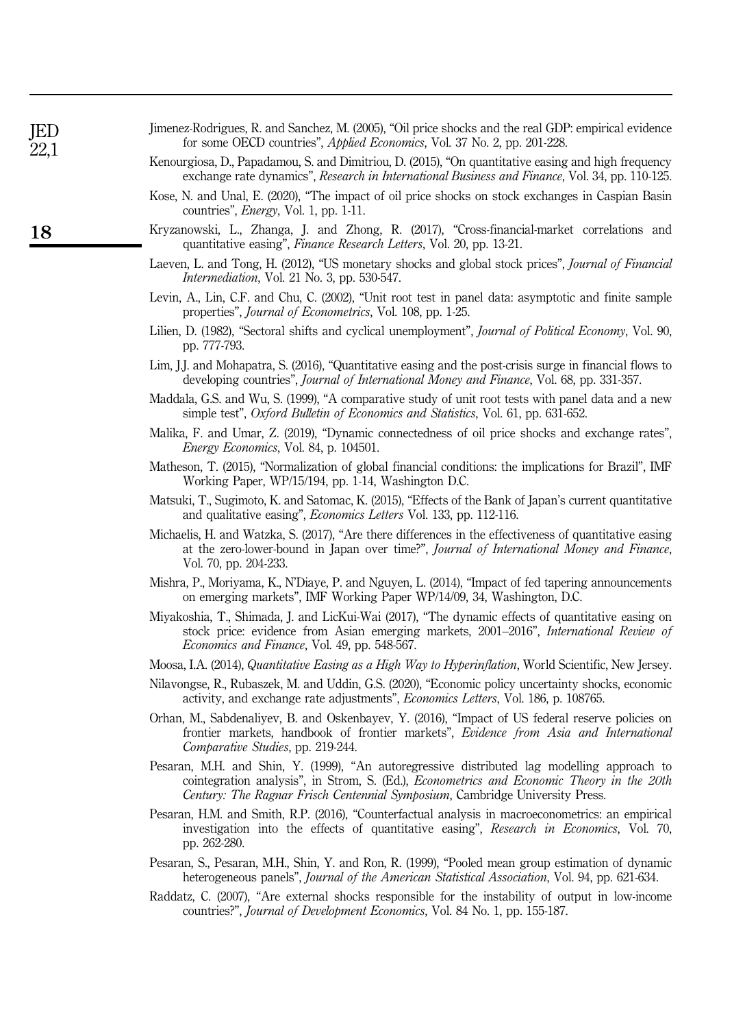Jimenez-Rodrigues, R. and Sanchez, M. (2005), "Oil price shocks and the real GDP: empirical evidence for some OECD countries", *Applied Economics*, Vol. 37 No. 2, pp. 201-228.

Kenourgiosa, D., Papadamou, S. and Dimitriou, D. (2015), "On quantitative easing and high frequency exchange rate dynamics", *Research in International Business and Finance*, Vol. 34, pp. 110-125.

Kose, N. and Unal, E. (2020), "The impact of oil price shocks on stock exchanges in Caspian Basin countries", *Energy*, Vol. 1, pp. 1-11.

Kryzanowski, L., Zhanga, J. and Zhong, R. (2017), "Cross-financial-market correlations and quantitative easing", *Finance Research Letters*, Vol. 20, pp. 13-21.

Laeven, L. and Tong, H. (2012), "US monetary shocks and global stock prices", *Journal of Financial Intermediation*, Vol. 21 No. 3, pp. 530-547.

Levin, A., Lin, C.F. and Chu, C. (2002), "Unit root test in panel data: asymptotic and finite sample properties", *Journal of Econometrics*, Vol. 108, pp. 1-25.

Lilien, D. (1982), "Sectoral shifts and cyclical unemployment", *Journal of Political Economy*, Vol. 90, pp. 777-793.

Lim, J.J. and Mohapatra, S. (2016), "Quantitative easing and the post-crisis surge in financial flows to developing countries", *Journal of International Money and Finance*, Vol. 68, pp. 331-357.

Maddala, G.S. and Wu, S. (1999), "A comparative study of unit root tests with panel data and a new simple test", *Oxford Bulletin of Economics and Statistics*, Vol. 61, pp. 631-652.

Malika, F. and Umar, Z. (2019), "Dynamic connectedness of oil price shocks and exchange rates", *Energy Economics*, Vol. 84, p. 104501.

Matheson, T. (2015), "Normalization of global financial conditions: the implications for Brazil", IMF Working Paper, WP/15/194, pp. 1-14, Washington D.C.

Matsuki, T., Sugimoto, K. and Satomac, K. (2015), "Effects of the Bank of Japan's current quantitative and qualitative easing", *Economics Letters* Vol. 133, pp. 112-116.

Michaelis, H. and Watzka, S. (2017), "Are there differences in the effectiveness of quantitative easing at the zero-lower-bound in Japan over time?", *Journal of International Money and Finance*, Vol. 70, pp. 204-233.

Mishra, P., Moriyama, K., N'Diaye, P. and Nguyen, L. (2014), "Impact of fed tapering announcements on emerging markets", IMF Working Paper WP/14/09, 34, Washington, D.C.

Miyakoshia, T., Shimada, J. and LicKui-Wai (2017), "The dynamic effects of quantitative easing on stock price: evidence from Asian emerging markets, 2001–2016", *International Review of Economics and Finance*, Vol. 49, pp. 548-567.

Moosa, I.A. (2014), *Quantitative Easing as a High Way to Hyperinflation*, World Scientific, New Jersey.

Nilavongse, R., Rubaszek, M. and Uddin, G.S. (2020), "Economic policy uncertainty shocks, economic activity, and exchange rate adjustments", *Economics Letters*, Vol. 186, p. 108765.

Orhan, M., Sabdenaliyev, B. and Oskenbayev, Y. (2016), "Impact of US federal reserve policies on frontier markets, handbook of frontier markets", *Evidence from Asia and International Comparative Studies*, pp. 219-244.

Pesaran, M.H. and Shin, Y. (1999), "An autoregressive distributed lag modelling approach to cointegration analysis", in Strom, S. (Ed.), *Econometrics and Economic Theory in the 20th Century: The Ragnar Frisch Centennial Symposium*, Cambridge University Press.

Pesaran, H.M. and Smith, R.P. (2016), "Counterfactual analysis in macroeconometrics: an empirical investigation into the effects of quantitative easing", *Research in Economics*, Vol. 70, pp. 262-280.

Pesaran, S., Pesaran, M.H., Shin, Y. and Ron, R. (1999), "Pooled mean group estimation of dynamic heterogeneous panels", *Journal of the American Statistical Association*, Vol. 94, pp. 621-634.

Raddatz, C. (2007), "Are external shocks responsible for the instability of output in low-income countries?", *Journal of Development Economics*, Vol. 84 No. 1, pp. 155-187.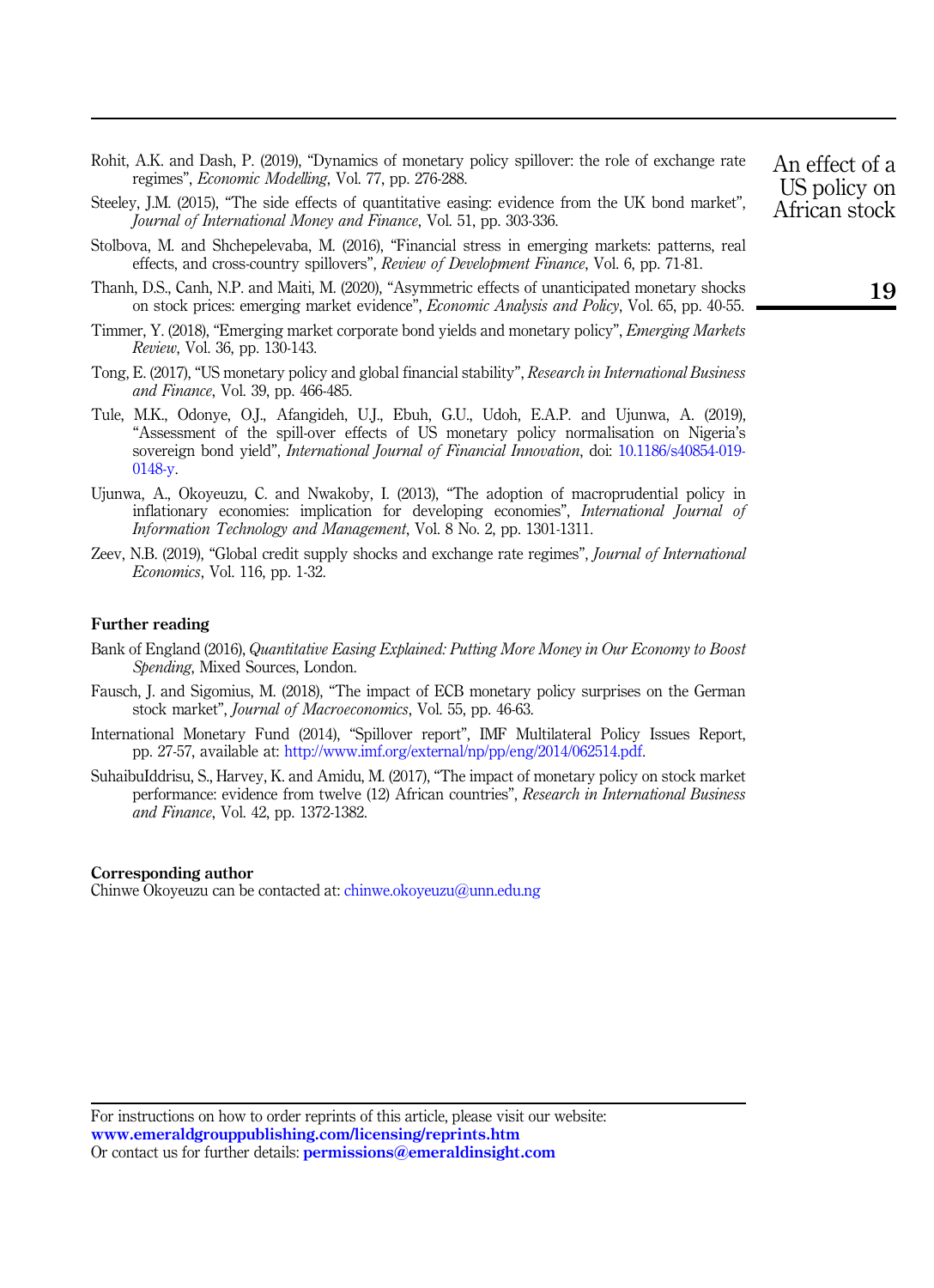Rohit, A.K. and Dash, P. (2019), "Dynamics of monetary policy spillover: the role of exchange rate regimes", *Economic Modelling*, Vol. 77, pp. 276-288.

Steeley, J.M. (2015), "The side effects of quantitative easing: evidence from the UK bond market", *Journal of International Money and Finance*, Vol. 51, pp. 303-336.

Stolbova, M. and Shchepelevaba, M. (2016), "Financial stress in emerging markets: patterns, real effects, and cross-country spillovers", *Review of Development Finance*, Vol. 6, pp. 71-81.

Thanh, D.S., Canh, N.P. and Maiti, M. (2020), "Asymmetric effects of unanticipated monetary shocks on stock prices: emerging market evidence", *Economic Analysis and Policy*, Vol. 65, pp. 40-55.

Timmer, Y. (2018), "Emerging market corporate bond yields and monetary policy", *Emerging Markets Review*, Vol. 36, pp. 130-143.

Tong, E. (2017), "US monetary policy and global financial stability", *Research in International Business and Finance*, Vol. 39, pp. 466-485.

Tule, M.K., Odonye, O.J., Afangideh, U.J., Ebuh, G.U., Udoh, E.A.P. and Ujunwa, A. (2019), "Assessment of the spill-over effects of US monetary policy normalisation on Nigeria's sovereign bond yield", *International Journal of Financial Innovation*, doi: 10.1186/s40854-019-0148-y.

Ujunwa, A., Okoyeuzu, C. and Nwakoby, I. (2013), "The adoption of macroprudential policy in inflationary economies: implication for developing economies", *International Journal of Information Technology and Management*, Vol. 8 No. 2, pp. 1301-1311.

Zeev, N.B. (2019), "Global credit supply shocks and exchange rate regimes", *Journal of International Economics*, Vol. 116, pp. 1-32.

## Further reading

Bank of England (2016), *Quantitative Easing Explained: Putting More Money in Our Economy to Boost Spending*, Mixed Sources, London.

Fausch, J. and Sigomius, M. (2018), "The impact of ECB monetary policy surprises on the German stock market", *Journal of Macroeconomics*, Vol. 55, pp. 46-63.

International Monetary Fund (2014), "Spillover report", IMF Multilateral Policy Issues Report, pp. 27-57, available at: http://www.imf.org/external/np/pp/eng/2014/062514.pdf.

SuhaibuIddrisu, S., Harvey, K. and Amidu, M. (2017), "The impact of monetary policy on stock market performance: evidence from twelve (12) African countries", *Research in International Business and Finance*, Vol. 42, pp. 1372-1382.

**Corresponding author**
Chinwe Okoyeuzu can be contacted at: chinwe.okoyeuzu@unn.edu.ng

For instructions on how to order reprints of this article, please visit our website:
**www.emeraldgrouppublishing.com/licensing/reprints.htm**
Or contact us for further details: **permissions@emeraldinsight.com**